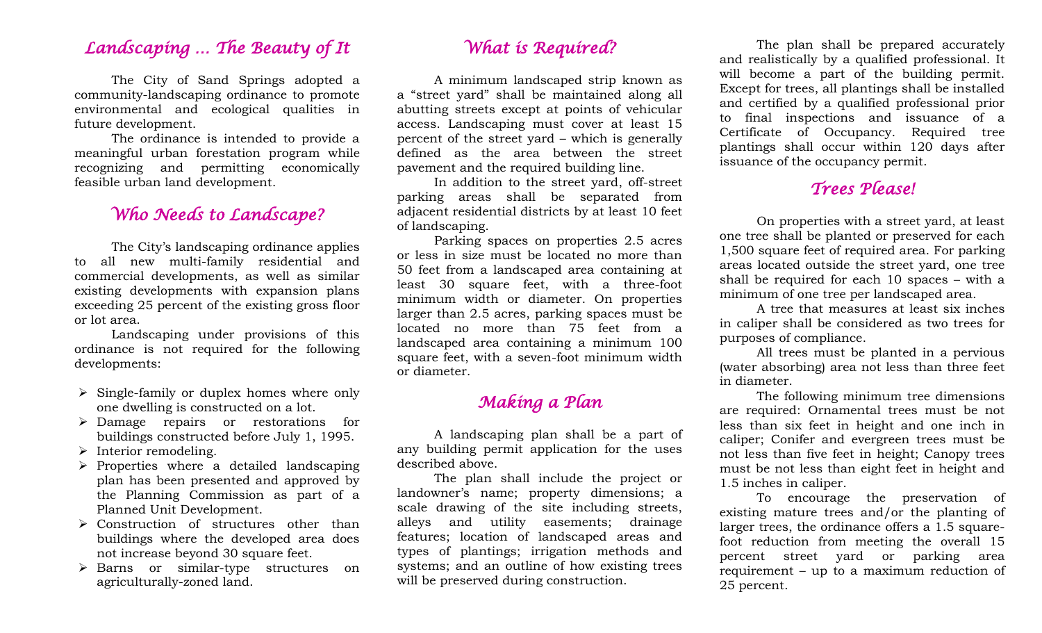## *Landscaping … The Beauty of It*

The City of Sand Springs adopted a community-landscaping ordinance to promote environmental and ecological qualities in future development.

The ordinance is intended to provide a meaningful urban forestation program while recognizing and permitting economically feasible urban land development.

## *Who Needs to Landscape?*

The City's landscaping ordinance applies to all new multi-family residential and commercial developments, as well as similar existing developments with expansion plans exceeding 25 percent of the existing gross floor or lot area.

Landscaping under provisions of this ordinance is not required for the following developments:

- Single-family or duplex homes where only one dwelling is constructed on a lot.
- Damage repairs or restorations for buildings constructed before July 1, 1995.
- Interior remodeling.
- Properties where a detailed landscaping plan has been presented and approved by the Planning Commission as part of a Planned Unit Development.
- Construction of structures other than buildings where the developed area does not increase beyond 30 square feet.
- Barns or similar-type structures on agriculturally-zoned land.

## *What is Required?*

A minimum landscaped strip known as a "street yard" shall be maintained along all abutting streets except at points of vehicular access. Landscaping must cover at least 15 percent of the street yard – which is generally defined as the area between the street pavement and the required building line.

In addition to the street yard, off-street parking areas shall be separated from adjacent residential districts by at least 10 feet of landscaping.

Parking spaces on properties 2.5 acres or less in size must be located no more than 50 feet from a landscaped area containing at least 30 square feet, with a three-foot minimum width or diameter. On properties larger than 2.5 acres, parking spaces must be located no more than 75 feet from a landscaped area containing a minimum 100 square feet, with a seven-foot minimum width or diameter.

## *Making a Plan*

A landscaping plan shall be a part of any building permit application for the uses described above.

The plan shall include the project or landowner's name; property dimensions; a scale drawing of the site including streets, alleys and utility easements; drainage features; location of landscaped areas and types of plantings; irrigation methods and systems; and an outline of how existing trees will be preserved during construction.

The plan shall be prepared accurately and realistically by a qualified professional. It will become a part of the building permit. Except for trees, all plantings shall be installed and certified by a qualified professional prior to final inspections and issuance of a Certificate of Occupancy. Required tree plantings shall occur within 120 days after issuance of the occupancy permit.

## *Trees Please!*

On properties with a street yard, at least one tree shall be planted or preserved for each 1,500 square feet of required area. For parking areas located outside the street yard, one tree shall be required for each 10 spaces – with a minimum of one tree per landscaped area.

A tree that measures at least six inches in caliper shall be considered as two trees for purposes of compliance.

All trees must be planted in a pervious (water absorbing) area not less than three feet in diameter.

The following minimum tree dimensions are required: Ornamental trees must be not less than six feet in height and one inch in caliper; Conifer and evergreen trees must be not less than five feet in height; Canopy trees must be not less than eight feet in height and 1.5 inches in caliper.

To encourage the preservation of existing mature trees and/or the planting of larger trees, the ordinance offers a 1.5 square-foot reduction from meeting the overall 15 percent street yard or parking area requirement – up to a maximum reduction of 25 percent.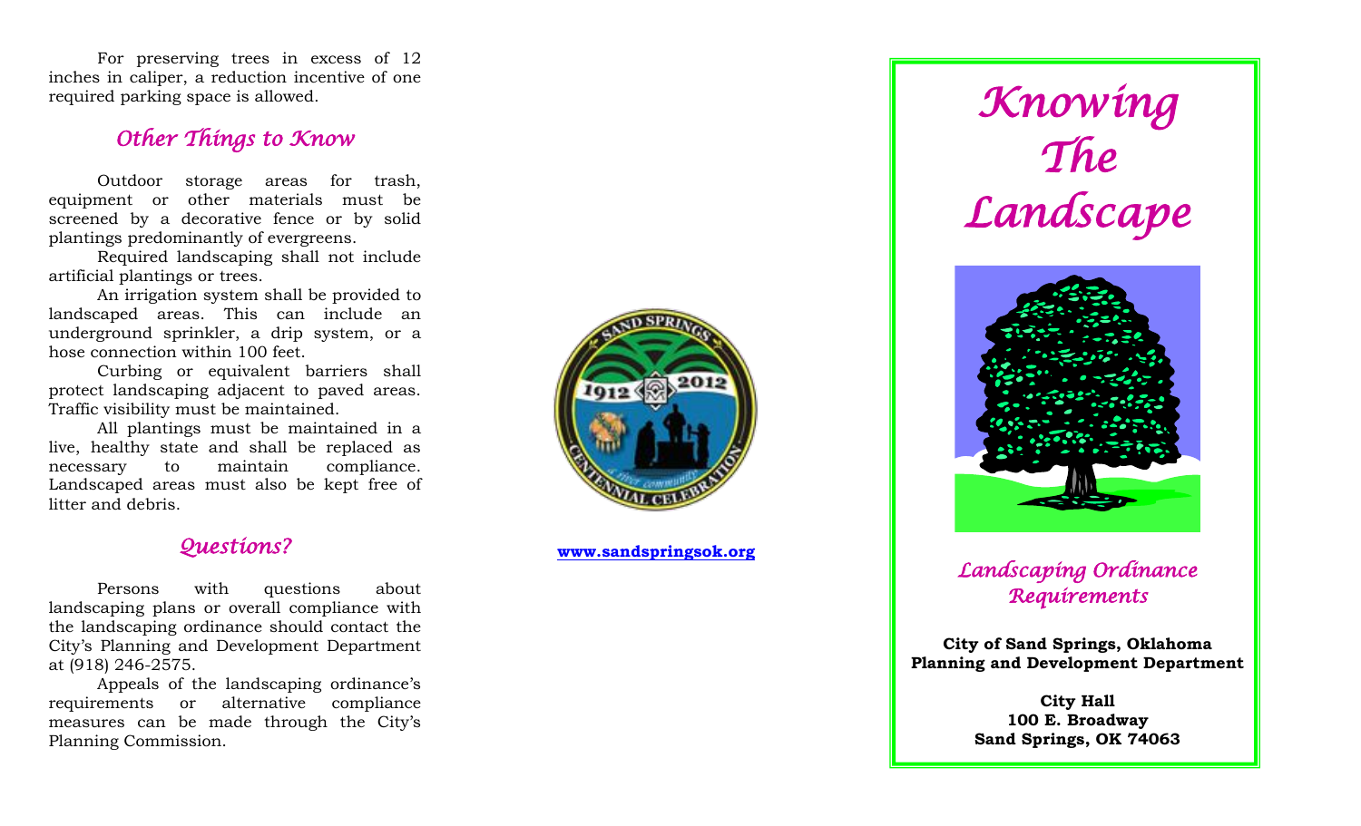For preserving trees in excess of 12 inches in caliper, a reduction incentive of one required parking space is allowed.

## *Other Things to Know*

Outdoor storage areas for trash, equipment or other materials must be screened by a decorative fence or by solid plantings predominantly of evergreens.

Required landscaping shall not include artificial plantings or trees.

An irrigation system shall be provided to landscaped areas. This can include an underground sprinkler, a drip system, or a hose connection within 100 feet.

Curbing or equivalent barriers shall protect landscaping adjacent to paved areas. Traffic visibility must be maintained.

All plantings must be maintained in a live, healthy state and shall be replaced as necessary to maintain compliance. Landscaped areas must also be kept free of litter and debris.

## *Questions?*

Persons with questions about landscaping plans or overall compliance with the landscaping ordinance should contact the City's Planning and Development Department at (918) 246-2575.

Appeals of the landscaping ordinance's requirements or alternative compliance measures can be made through the City's Planning Commission.

**www.sandspringsok.org**

# *Knowing The Landscape*

## *Landscaping Ordinance Requirements*

**City of Sand Springs, Oklahoma**
**Planning and Development Department**

**City Hall**
**100 E. Broadway**
**Sand Springs, OK 74063**